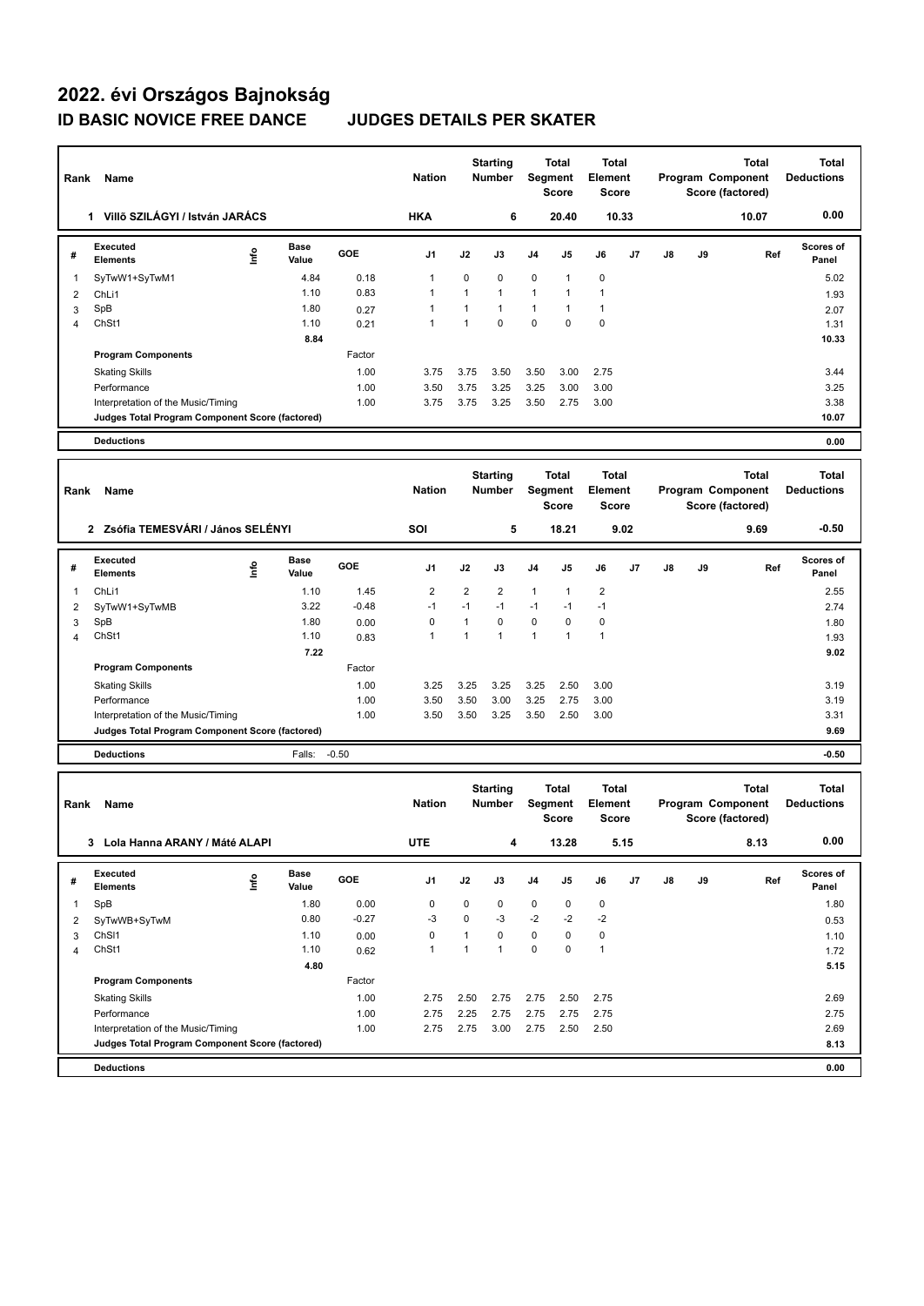# 2022. évi Országos Bajnokság

## ID BASIC NOVICE FREE DANCE JUDGES DETAILS PER SKATER

| Rank | Name | Nation | Starting Number | Total Segment Score | Total Element Score | Total Program Component Score (factored) | Total Deductions |
|---|---|---|---|---|---|---|---|
| 1 | Villő SZILÁGYI / István JARÁCS | HKA | 6 | 20.40 | 10.33 | 10.07 | 0.00 |

| # | Executed Elements | Info | Base Value | GOE | J1 | J2 | J3 | J4 | J5 | J6 | J7 | J8 | J9 | Ref | Scores of Panel |
|---|---|---|---|---|---|---|---|---|---|---|---|---|---|---|---|
| 1 | SyTwW1+SyTwM1 | | 4.84 | 0.18 | 1 | 0 | 0 | 0 | 1 | 0 | | | | | 5.02 |
| 2 | ChLi1 | | 1.10 | 0.83 | 1 | 1 | 1 | 1 | 1 | 1 | | | | | 1.93 |
| 3 | SpB | | 1.80 | 0.27 | 1 | 1 | 1 | 1 | 1 | 1 | | | | | 2.07 |
| 4 | ChSt1 | | 1.10 | 0.21 | 1 | 1 | 0 | 0 | 0 | 0 | | | | | 1.31 |
| | | | 8.84 | | | | | | | | | | | | 10.33 |
| | **Program Components** | | | Factor | | | | | | | | | | | |
| | Skating Skills | | | 1.00 | 3.75 | 3.75 | 3.50 | 3.50 | 3.00 | 2.75 | | | | | 3.44 |
| | Performance | | | 1.00 | 3.50 | 3.75 | 3.25 | 3.25 | 3.00 | 3.00 | | | | | 3.25 |
| | Interpretation of the Music/Timing | | | 1.00 | 3.75 | 3.75 | 3.25 | 3.50 | 2.75 | 3.00 | | | | | 3.38 |
| | **Judges Total Program Component Score (factored)** | | | | | | | | | | | | | | 10.07 |
| | **Deductions** | | | | | | | | | | | | | | 0.00 |

| Rank | Name | Nation | Starting Number | Total Segment Score | Total Element Score | Total Program Component Score (factored) | Total Deductions |
|---|---|---|---|---|---|---|---|
| 2 | Zsófia TEMESVÁRI / János SELÉNYI | SOI | 5 | 18.21 | 9.02 | 9.69 | -0.50 |

| # | Executed Elements | Info | Base Value | GOE | J1 | J2 | J3 | J4 | J5 | J6 | J7 | J8 | J9 | Ref | Scores of Panel |
|---|---|---|---|---|---|---|---|---|---|---|---|---|---|---|---|
| 1 | ChLi1 | | 1.10 | 1.45 | 2 | 2 | 2 | 1 | 1 | 2 | | | | | 2.55 |
| 2 | SyTwW1+SyTwMB | | 3.22 | -0.48 | -1 | -1 | -1 | -1 | -1 | -1 | | | | | 2.74 |
| 3 | SpB | | 1.80 | 0.00 | 0 | 1 | 0 | 0 | 0 | 0 | | | | | 1.80 |
| 4 | ChSt1 | | 1.10 | 0.83 | 1 | 1 | 1 | 1 | 1 | 1 | | | | | 1.93 |
| | | | 7.22 | | | | | | | | | | | | 9.02 |
| | **Program Components** | | | Factor | | | | | | | | | | | |
| | Skating Skills | | | 1.00 | 3.25 | 3.25 | 3.25 | 3.25 | 2.50 | 3.00 | | | | | 3.19 |
| | Performance | | | 1.00 | 3.50 | 3.50 | 3.00 | 3.25 | 2.75 | 3.00 | | | | | 3.19 |
| | Interpretation of the Music/Timing | | | 1.00 | 3.50 | 3.50 | 3.25 | 3.50 | 2.50 | 3.00 | | | | | 3.31 |
| | **Judges Total Program Component Score (factored)** | | | | | | | | | | | | | | 9.69 |
| | **Deductions** | | Falls: | -0.50 | | | | | | | | | | | -0.50 |

| Rank | Name | Nation | Starting Number | Total Segment Score | Total Element Score | Total Program Component Score (factored) | Total Deductions |
|---|---|---|---|---|---|---|---|
| 3 | Lola Hanna ARANY / Máté ALAPI | UTE | 4 | 13.28 | 5.15 | 8.13 | 0.00 |

| # | Executed Elements | Info | Base Value | GOE | J1 | J2 | J3 | J4 | J5 | J6 | J7 | J8 | J9 | Ref | Scores of Panel |
|---|---|---|---|---|---|---|---|---|---|---|---|---|---|---|---|
| 1 | SpB | | 1.80 | 0.00 | 0 | 0 | 0 | 0 | 0 | 0 | | | | | 1.80 |
| 2 | SyTwWB+SyTwM | | 0.80 | -0.27 | -3 | 0 | -3 | -2 | -2 | -2 | | | | | 0.53 |
| 3 | ChSl1 | | 1.10 | 0.00 | 0 | 1 | 0 | 0 | 0 | 0 | | | | | 1.10 |
| 4 | ChSt1 | | 1.10 | 0.62 | 1 | 1 | 1 | 0 | 0 | 1 | | | | | 1.72 |
| | | | 4.80 | | | | | | | | | | | | 5.15 |
| | **Program Components** | | | Factor | | | | | | | | | | | |
| | Skating Skills | | | 1.00 | 2.75 | 2.50 | 2.75 | 2.75 | 2.50 | 2.75 | | | | | 2.69 |
| | Performance | | | 1.00 | 2.75 | 2.25 | 2.75 | 2.75 | 2.75 | 2.75 | | | | | 2.75 |
| | Interpretation of the Music/Timing | | | 1.00 | 2.75 | 2.75 | 3.00 | 2.75 | 2.50 | 2.50 | | | | | 2.69 |
| | **Judges Total Program Component Score (factored)** | | | | | | | | | | | | | | 8.13 |
| | **Deductions** | | | | | | | | | | | | | | 0.00 |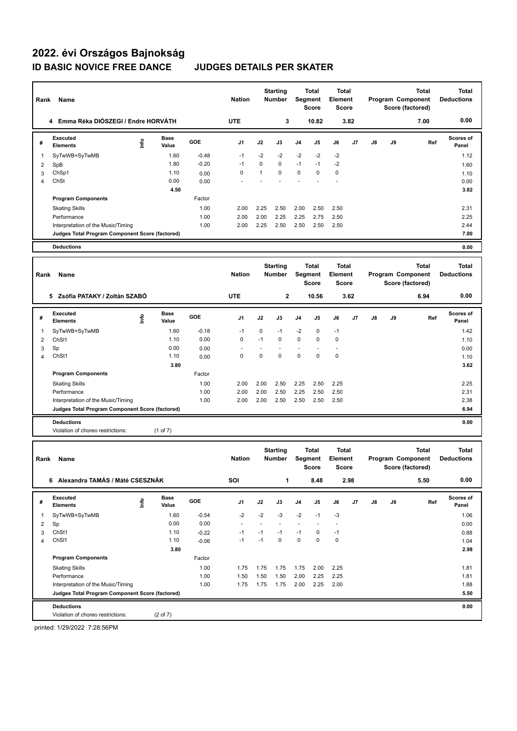# 2022. évi Országos Bajnokság

## ID BASIC NOVICE FREE DANCE JUDGES DETAILS PER SKATER

| Rank | Name | Nation | Starting Number | Total Segment Score | Total Element Score | Total Program Component Score (factored) | Total Deductions |
|---|---|---|---|---|---|---|---|
| 4 | Emma Réka DIÓSZEGI / Endre HORVÁTH | UTE | 3 | 10.82 | 3.82 | 7.00 | 0.00 |

| # | Executed Elements | Info | Base Value | GOE | J1 | J2 | J3 | J4 | J5 | J6 | J7 | J8 | J9 | Ref | Scores of Panel |
|---|---|---|---|---|---|---|---|---|---|---|---|---|---|---|---|
| 1 | SyTwWB+SyTwMB | | 1.60 | -0.48 | -1 | -2 | -2 | -2 | -2 | -2 | | | | | 1.12 |
| 2 | SpB | | 1.80 | -0.20 | -1 | 0 | 0 | -1 | -1 | -2 | | | | | 1.60 |
| 3 | ChSp1 | | 1.10 | 0.00 | 0 | 1 | 0 | 0 | 0 | 0 | | | | | 1.10 |
| 4 | ChSt | | 0.00 | 0.00 | - | - | - | - | - | - | | | | | 0.00 |
| | | | 4.50 | | | | | | | | | | | | 3.82 |
| | **Program Components** | | | Factor | | | | | | | | | | | |
| | Skating Skills | | | 1.00 | 2.00 | 2.25 | 2.50 | 2.00 | 2.50 | 2.50 | | | | | 2.31 |
| | Performance | | | 1.00 | 2.00 | 2.00 | 2.25 | 2.25 | 2.75 | 2.50 | | | | | 2.25 |
| | Interpretation of the Music/Timing | | | 1.00 | 2.00 | 2.25 | 2.50 | 2.50 | 2.50 | 2.50 | | | | | 2.44 |
| | **Judges Total Program Component Score (factored)** | | | | | | | | | | | | | | 7.00 |
| | **Deductions** | | | | | | | | | | | | | | 0.00 |

| Rank | Name | Nation | Starting Number | Total Segment Score | Total Element Score | Total Program Component Score (factored) | Total Deductions |
|---|---|---|---|---|---|---|---|
| 5 | Zsófia PATAKY / Zoltán SZABÓ | UTE | 2 | 10.56 | 3.62 | 6.94 | 0.00 |

| # | Executed Elements | Info | Base Value | GOE | J1 | J2 | J3 | J4 | J5 | J6 | J7 | J8 | J9 | Ref | Scores of Panel |
|---|---|---|---|---|---|---|---|---|---|---|---|---|---|---|---|
| 1 | SyTwWB+SyTwMB | | 1.60 | -0.18 | -1 | 0 | -1 | -2 | 0 | -1 | | | | | 1.42 |
| 2 | ChSl1 | | 1.10 | 0.00 | 0 | -1 | 0 | 0 | 0 | 0 | | | | | 1.10 |
| 3 | Sp | | 0.00 | 0.00 | - | - | - | - | - | - | | | | | 0.00 |
| 4 | ChSt1 | | 1.10 | 0.00 | 0 | 0 | 0 | 0 | 0 | 0 | | | | | 1.10 |
| | | | 3.80 | | | | | | | | | | | | 3.62 |
| | **Program Components** | | | Factor | | | | | | | | | | | |
| | Skating Skills | | | 1.00 | 2.00 | 2.00 | 2.50 | 2.25 | 2.50 | 2.25 | | | | | 2.25 |
| | Performance | | | 1.00 | 2.00 | 2.00 | 2.50 | 2.25 | 2.50 | 2.50 | | | | | 2.31 |
| | Interpretation of the Music/Timing | | | 1.00 | 2.00 | 2.00 | 2.50 | 2.50 | 2.50 | 2.50 | | | | | 2.38 |
| | **Judges Total Program Component Score (factored)** | | | | | | | | | | | | | | 6.94 |
| | **Deductions** | | | | | | | | | | | | | | 0.00 |
| | Violation of choreo restrictions: | (1 of 7) | | | | | | | | | | | | | |

| Rank | Name | Nation | Starting Number | Total Segment Score | Total Element Score | Total Program Component Score (factored) | Total Deductions |
|---|---|---|---|---|---|---|---|
| 6 | Alexandra TAMÁS / Máté CSESZNÁK | SOI | 1 | 8.48 | 2.98 | 5.50 | 0.00 |

| # | Executed Elements | Info | Base Value | GOE | J1 | J2 | J3 | J4 | J5 | J6 | J7 | J8 | J9 | Ref | Scores of Panel |
|---|---|---|---|---|---|---|---|---|---|---|---|---|---|---|---|
| 1 | SyTwWB+SyTwMB | | 1.60 | -0.54 | -2 | -2 | -3 | -2 | -1 | -3 | | | | | 1.06 |
| 2 | Sp | | 0.00 | 0.00 | - | - | - | - | - | - | | | | | 0.00 |
| 3 | ChSt1 | | 1.10 | -0.22 | -1 | -1 | -1 | -1 | 0 | -1 | | | | | 0.88 |
| 4 | ChSl1 | | 1.10 | -0.06 | -1 | -1 | 0 | 0 | 0 | 0 | | | | | 1.04 |
| | | | 3.80 | | | | | | | | | | | | 2.98 |
| | **Program Components** | | | Factor | | | | | | | | | | | |
| | Skating Skills | | | 1.00 | 1.75 | 1.75 | 1.75 | 1.75 | 2.00 | 2.25 | | | | | 1.81 |
| | Performance | | | 1.00 | 1.50 | 1.50 | 1.50 | 2.00 | 2.25 | 2.25 | | | | | 1.81 |
| | Interpretation of the Music/Timing | | | 1.00 | 1.75 | 1.75 | 1.75 | 2.00 | 2.25 | 2.00 | | | | | 1.88 |
| | **Judges Total Program Component Score (factored)** | | | | | | | | | | | | | | 5.50 |
| | **Deductions** | | | | | | | | | | | | | | 0.00 |
| | Violation of choreo restrictions: | (2 of 7) | | | | | | | | | | | | | |

printed: 1/29/2022 7:28:56PM